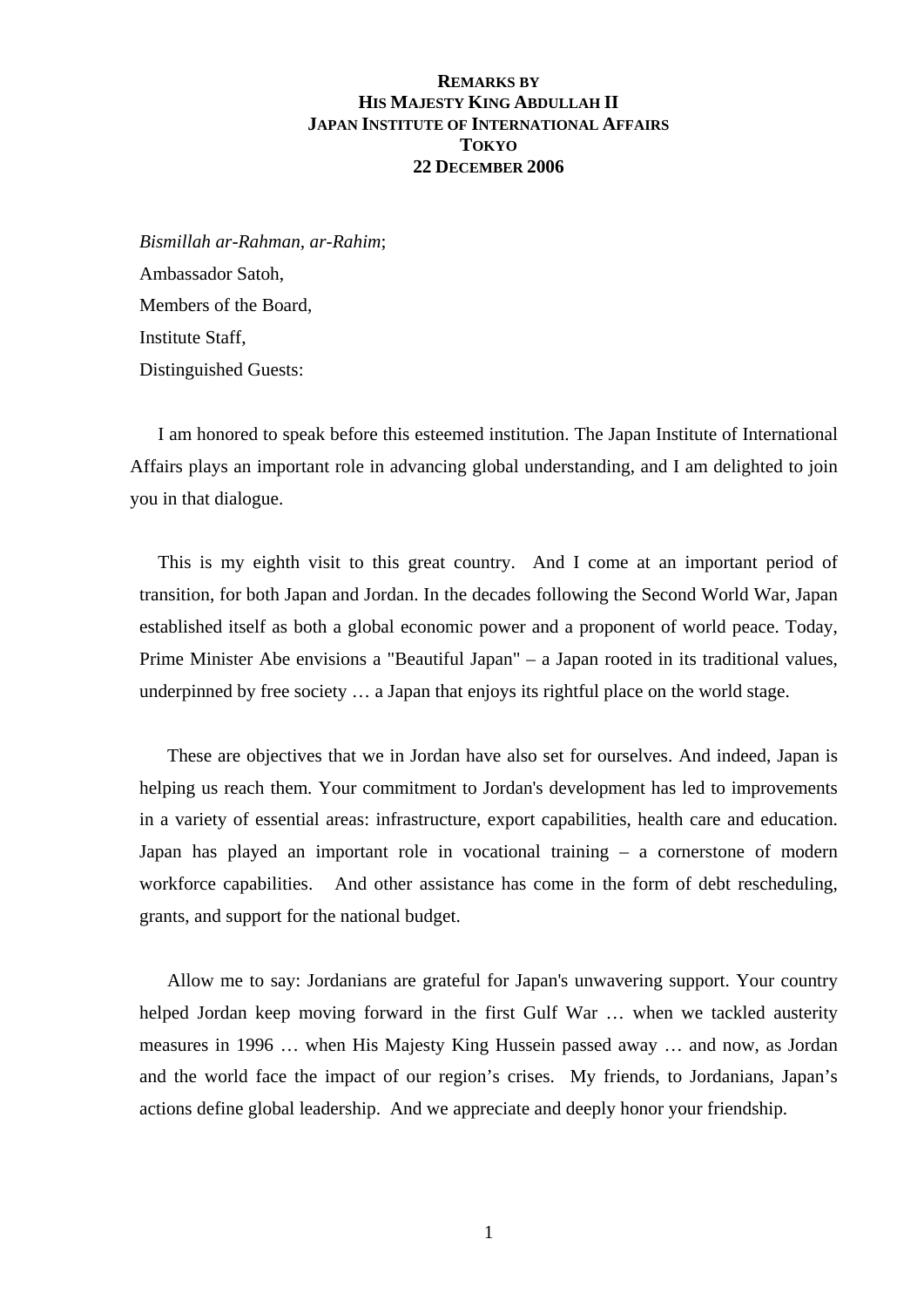**REMARKS BY**
**HIS MAJESTY KING ABDULLAH II**
**JAPAN INSTITUTE OF INTERNATIONAL AFFAIRS**
**TOKYO**
**22 DECEMBER 2006**

*Bismillah ar-Rahman, ar-Rahim*;
Ambassador Satoh,
Members of the Board,
Institute Staff,
Distinguished Guests:

I am honored to speak before this esteemed institution. The Japan Institute of International Affairs plays an important role in advancing global understanding, and I am delighted to join you in that dialogue.

This is my eighth visit to this great country. And I come at an important period of transition, for both Japan and Jordan. In the decades following the Second World War, Japan established itself as both a global economic power and a proponent of world peace. Today, Prime Minister Abe envisions a "Beautiful Japan" – a Japan rooted in its traditional values, underpinned by free society … a Japan that enjoys its rightful place on the world stage.

These are objectives that we in Jordan have also set for ourselves. And indeed, Japan is helping us reach them. Your commitment to Jordan's development has led to improvements in a variety of essential areas: infrastructure, export capabilities, health care and education. Japan has played an important role in vocational training – a cornerstone of modern workforce capabilities. And other assistance has come in the form of debt rescheduling, grants, and support for the national budget.

Allow me to say: Jordanians are grateful for Japan's unwavering support. Your country helped Jordan keep moving forward in the first Gulf War … when we tackled austerity measures in 1996 … when His Majesty King Hussein passed away … and now, as Jordan and the world face the impact of our region's crises. My friends, to Jordanians, Japan's actions define global leadership. And we appreciate and deeply honor your friendship.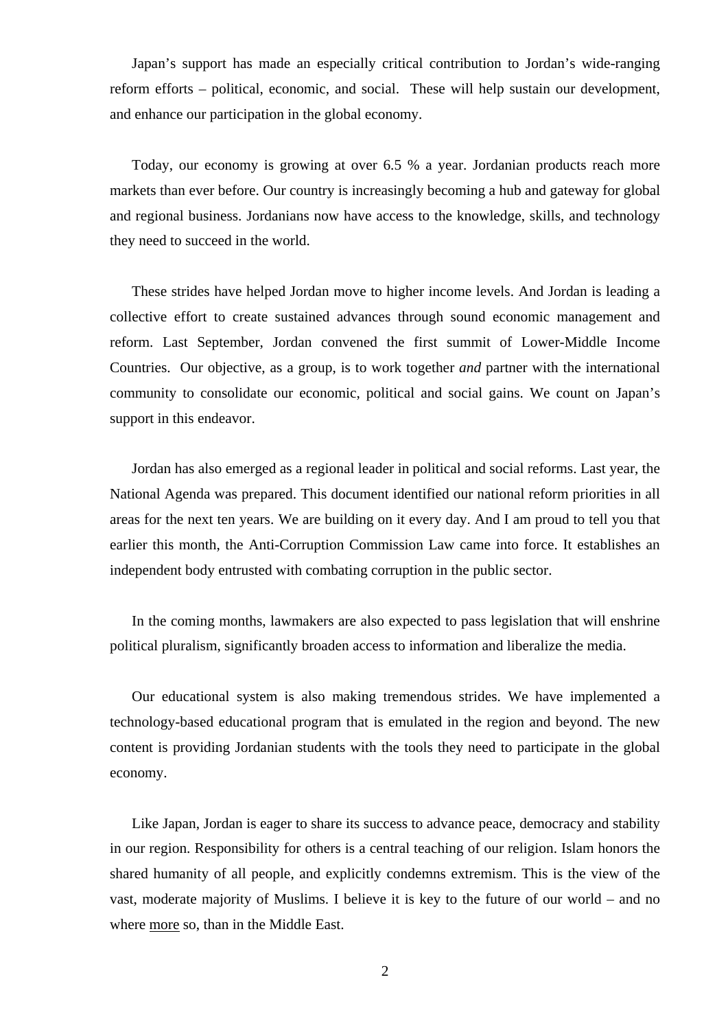Japan's support has made an especially critical contribution to Jordan's wide-ranging reform efforts – political, economic, and social. These will help sustain our development, and enhance our participation in the global economy.

Today, our economy is growing at over 6.5 % a year. Jordanian products reach more markets than ever before. Our country is increasingly becoming a hub and gateway for global and regional business. Jordanians now have access to the knowledge, skills, and technology they need to succeed in the world.

These strides have helped Jordan move to higher income levels. And Jordan is leading a collective effort to create sustained advances through sound economic management and reform. Last September, Jordan convened the first summit of Lower-Middle Income Countries. Our objective, as a group, is to work together *and* partner with the international community to consolidate our economic, political and social gains. We count on Japan's support in this endeavor.

Jordan has also emerged as a regional leader in political and social reforms. Last year, the National Agenda was prepared. This document identified our national reform priorities in all areas for the next ten years. We are building on it every day. And I am proud to tell you that earlier this month, the Anti-Corruption Commission Law came into force. It establishes an independent body entrusted with combating corruption in the public sector.

In the coming months, lawmakers are also expected to pass legislation that will enshrine political pluralism, significantly broaden access to information and liberalize the media.

Our educational system is also making tremendous strides. We have implemented a technology-based educational program that is emulated in the region and beyond. The new content is providing Jordanian students with the tools they need to participate in the global economy.

Like Japan, Jordan is eager to share its success to advance peace, democracy and stability in our region. Responsibility for others is a central teaching of our religion. Islam honors the shared humanity of all people, and explicitly condemns extremism. This is the view of the vast, moderate majority of Muslims. I believe it is key to the future of our world – and no where more so, than in the Middle East.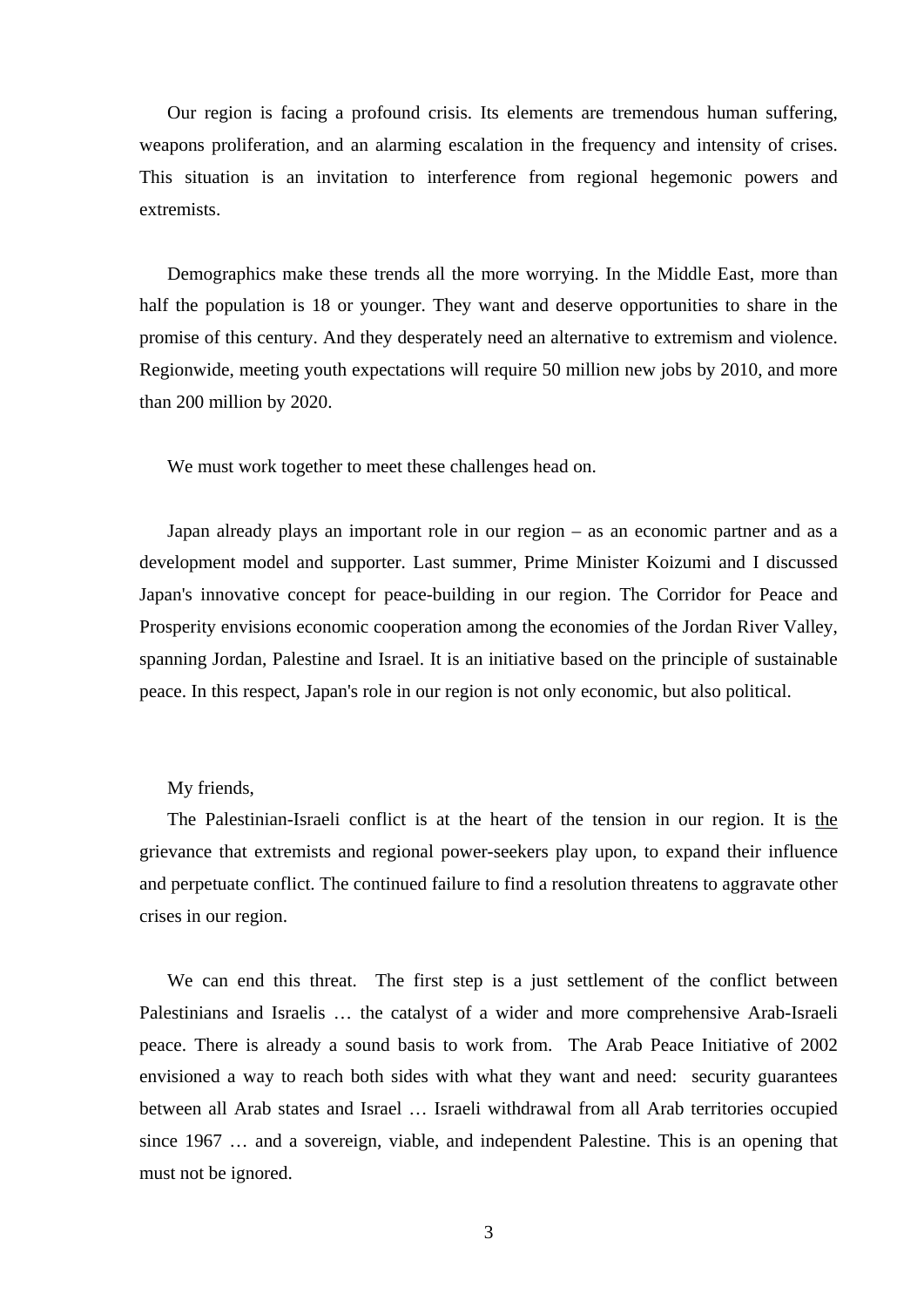Our region is facing a profound crisis. Its elements are tremendous human suffering, weapons proliferation, and an alarming escalation in the frequency and intensity of crises. This situation is an invitation to interference from regional hegemonic powers and extremists.

Demographics make these trends all the more worrying. In the Middle East, more than half the population is 18 or younger. They want and deserve opportunities to share in the promise of this century. And they desperately need an alternative to extremism and violence. Regionwide, meeting youth expectations will require 50 million new jobs by 2010, and more than 200 million by 2020.

We must work together to meet these challenges head on.

Japan already plays an important role in our region – as an economic partner and as a development model and supporter. Last summer, Prime Minister Koizumi and I discussed Japan's innovative concept for peace-building in our region. The Corridor for Peace and Prosperity envisions economic cooperation among the economies of the Jordan River Valley, spanning Jordan, Palestine and Israel. It is an initiative based on the principle of sustainable peace. In this respect, Japan's role in our region is not only economic, but also political.

My friends,

The Palestinian-Israeli conflict is at the heart of the tension in our region. It is <u>the</u> grievance that extremists and regional power-seekers play upon, to expand their influence and perpetuate conflict. The continued failure to find a resolution threatens to aggravate other crises in our region.

We can end this threat. The first step is a just settlement of the conflict between Palestinians and Israelis … the catalyst of a wider and more comprehensive Arab-Israeli peace. There is already a sound basis to work from. The Arab Peace Initiative of 2002 envisioned a way to reach both sides with what they want and need: security guarantees between all Arab states and Israel … Israeli withdrawal from all Arab territories occupied since 1967 … and a sovereign, viable, and independent Palestine. This is an opening that must not be ignored.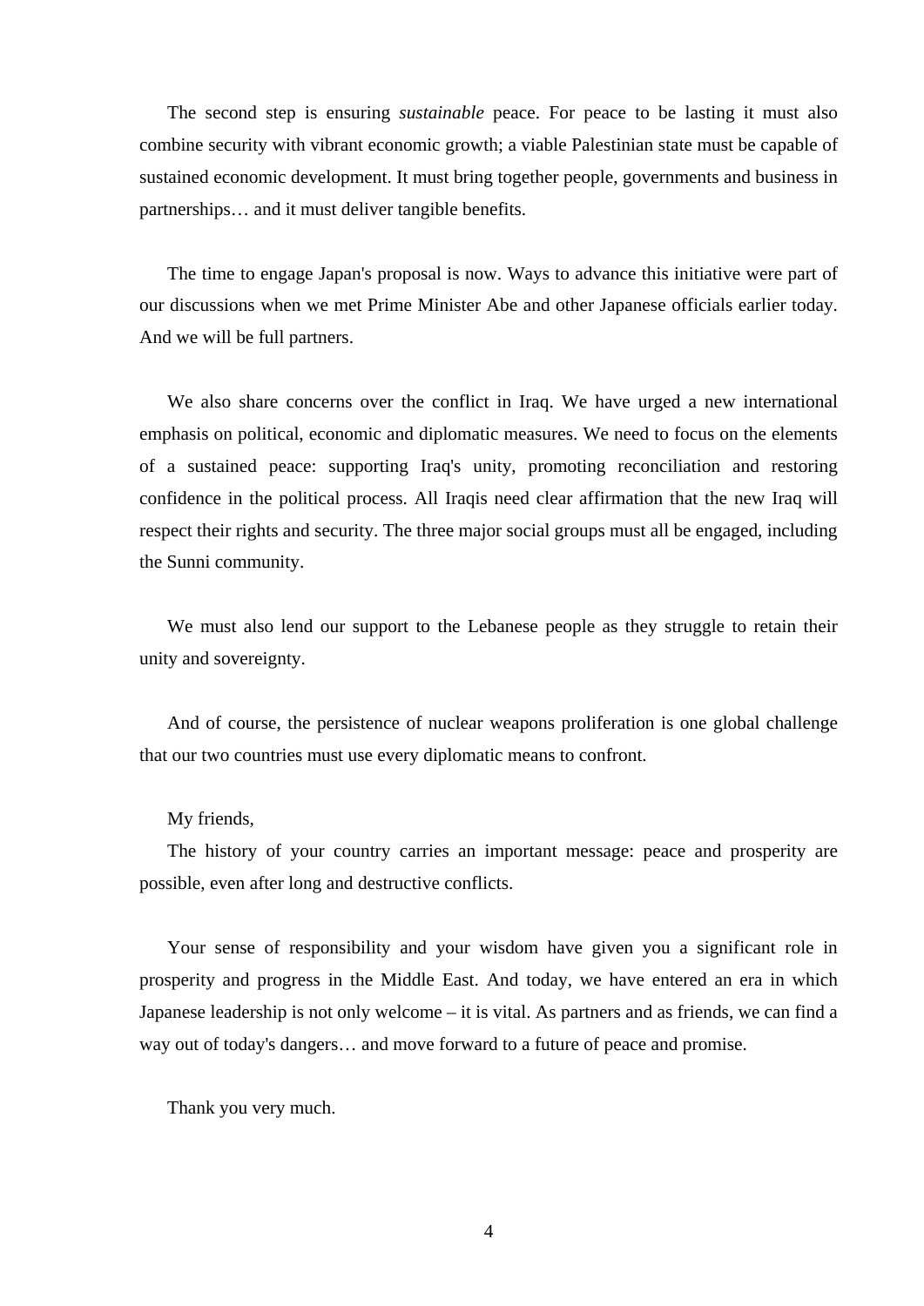The second step is ensuring *sustainable* peace. For peace to be lasting it must also combine security with vibrant economic growth; a viable Palestinian state must be capable of sustained economic development. It must bring together people, governments and business in partnerships… and it must deliver tangible benefits.

The time to engage Japan's proposal is now. Ways to advance this initiative were part of our discussions when we met Prime Minister Abe and other Japanese officials earlier today. And we will be full partners.

We also share concerns over the conflict in Iraq. We have urged a new international emphasis on political, economic and diplomatic measures. We need to focus on the elements of a sustained peace: supporting Iraq's unity, promoting reconciliation and restoring confidence in the political process. All Iraqis need clear affirmation that the new Iraq will respect their rights and security. The three major social groups must all be engaged, including the Sunni community.

We must also lend our support to the Lebanese people as they struggle to retain their unity and sovereignty.

And of course, the persistence of nuclear weapons proliferation is one global challenge that our two countries must use every diplomatic means to confront.

My friends,

The history of your country carries an important message: peace and prosperity are possible, even after long and destructive conflicts.

Your sense of responsibility and your wisdom have given you a significant role in prosperity and progress in the Middle East. And today, we have entered an era in which Japanese leadership is not only welcome – it is vital. As partners and as friends, we can find a way out of today's dangers… and move forward to a future of peace and promise.

Thank you very much.